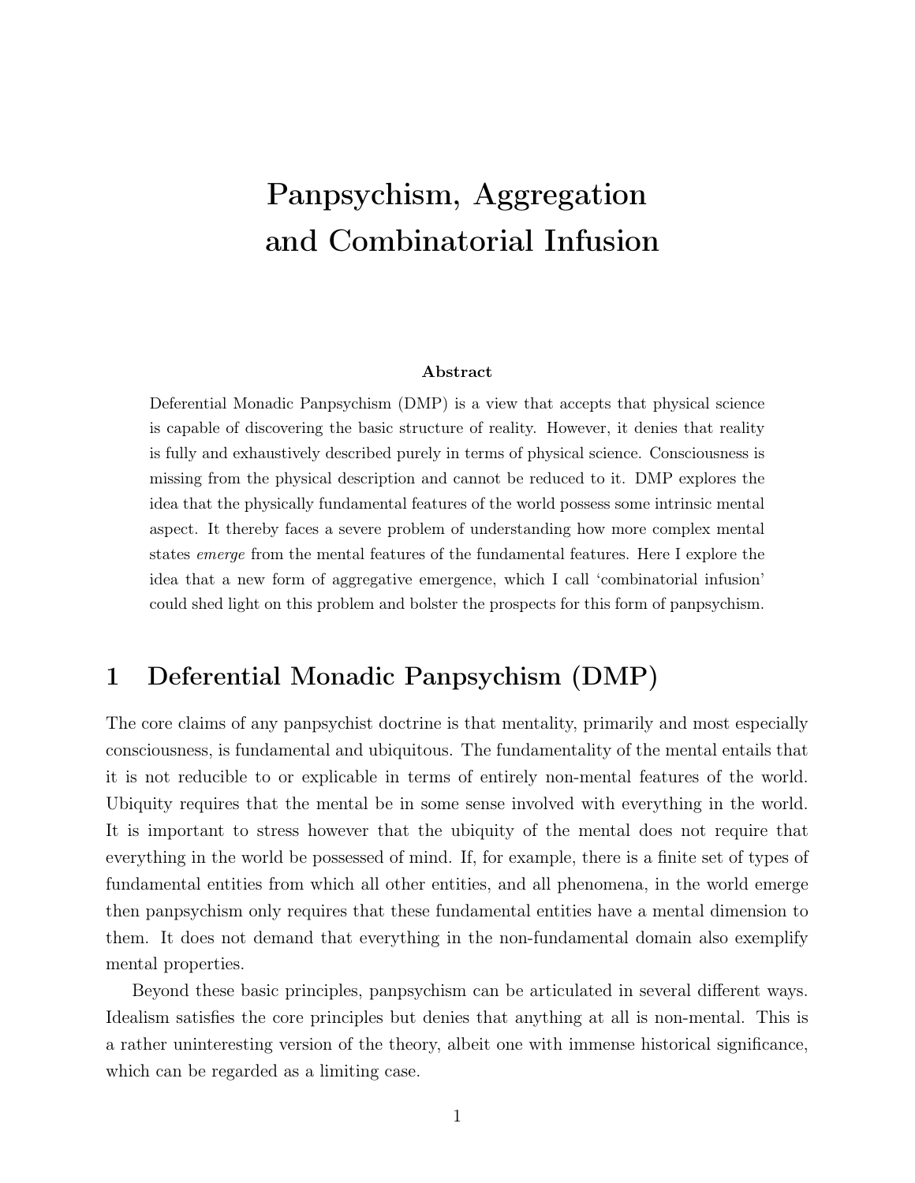# Panpsychism, Aggregation and Combinatorial Infusion

**Abstract**

Deferential Monadic Panpsychism (DMP) is a view that accepts that physical science is capable of discovering the basic structure of reality. However, it denies that reality is fully and exhaustively described purely in terms of physical science. Consciousness is missing from the physical description and cannot be reduced to it. DMP explores the idea that the physically fundamental features of the world possess some intrinsic mental aspect. It thereby faces a severe problem of understanding how more complex mental states *emerge* from the mental features of the fundamental features. Here I explore the idea that a new form of aggregative emergence, which I call 'combinatorial infusion' could shed light on this problem and bolster the prospects for this form of panpsychism.

## 1 Deferential Monadic Panpsychism (DMP)

The core claims of any panpsychist doctrine is that mentality, primarily and most especially consciousness, is fundamental and ubiquitous. The fundamentality of the mental entails that it is not reducible to or explicable in terms of entirely non-mental features of the world. Ubiquity requires that the mental be in some sense involved with everything in the world. It is important to stress however that the ubiquity of the mental does not require that everything in the world be possessed of mind. If, for example, there is a finite set of types of fundamental entities from which all other entities, and all phenomena, in the world emerge then panpsychism only requires that these fundamental entities have a mental dimension to them. It does not demand that everything in the non-fundamental domain also exemplify mental properties.

Beyond these basic principles, panpsychism can be articulated in several different ways. Idealism satisfies the core principles but denies that anything at all is non-mental. This is a rather uninteresting version of the theory, albeit one with immense historical significance, which can be regarded as a limiting case.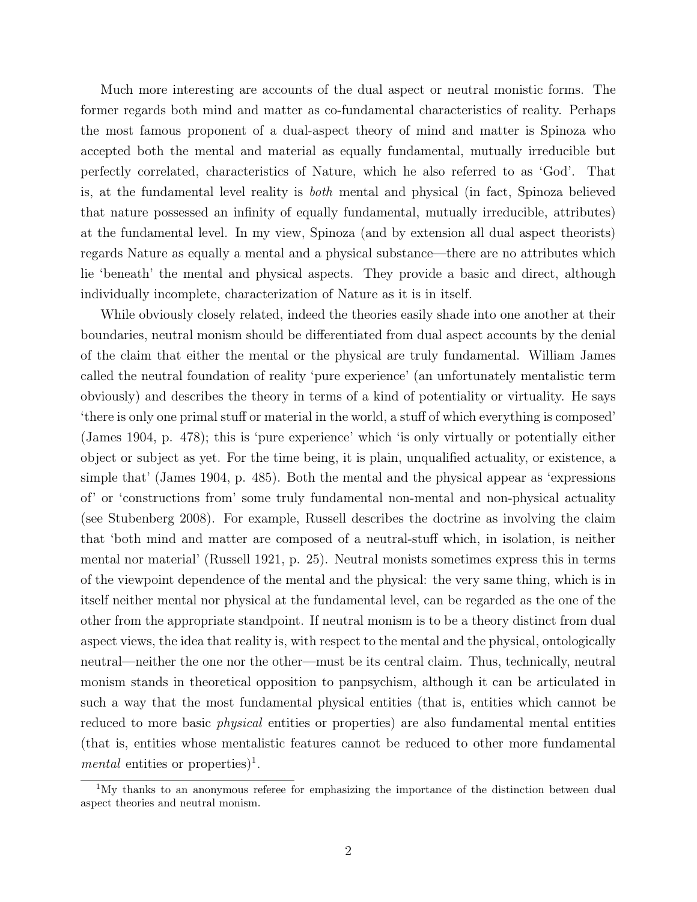Much more interesting are accounts of the dual aspect or neutral monistic forms. The former regards both mind and matter as co-fundamental characteristics of reality. Perhaps the most famous proponent of a dual-aspect theory of mind and matter is Spinoza who accepted both the mental and material as equally fundamental, mutually irreducible but perfectly correlated, characteristics of Nature, which he also referred to as 'God'. That is, at the fundamental level reality is *both* mental and physical (in fact, Spinoza believed that nature possessed an infinity of equally fundamental, mutually irreducible, attributes) at the fundamental level. In my view, Spinoza (and by extension all dual aspect theorists) regards Nature as equally a mental and a physical substance—there are no attributes which lie 'beneath' the mental and physical aspects. They provide a basic and direct, although individually incomplete, characterization of Nature as it is in itself.

While obviously closely related, indeed the theories easily shade into one another at their boundaries, neutral monism should be differentiated from dual aspect accounts by the denial of the claim that either the mental or the physical are truly fundamental. William James called the neutral foundation of reality 'pure experience' (an unfortunately mentalistic term obviously) and describes the theory in terms of a kind of potentiality or virtuality. He says 'there is only one primal stuff or material in the world, a stuff of which everything is composed' (James 1904, p. 478); this is 'pure experience' which 'is only virtually or potentially either object or subject as yet. For the time being, it is plain, unqualified actuality, or existence, a simple that' (James 1904, p. 485). Both the mental and the physical appear as 'expressions of' or 'constructions from' some truly fundamental non-mental and non-physical actuality (see Stubenberg 2008). For example, Russell describes the doctrine as involving the claim that 'both mind and matter are composed of a neutral-stuff which, in isolation, is neither mental nor material' (Russell 1921, p. 25). Neutral monists sometimes express this in terms of the viewpoint dependence of the mental and the physical: the very same thing, which is in itself neither mental nor physical at the fundamental level, can be regarded as the one of the other from the appropriate standpoint. If neutral monism is to be a theory distinct from dual aspect views, the idea that reality is, with respect to the mental and the physical, ontologically neutral—neither the one nor the other—must be its central claim. Thus, technically, neutral monism stands in theoretical opposition to panpsychism, although it can be articulated in such a way that the most fundamental physical entities (that is, entities which cannot be reduced to more basic *physical* entities or properties) are also fundamental mental entities (that is, entities whose mentalistic features cannot be reduced to other more fundamental *mental* entities or properties)[1].

[1] My thanks to an anonymous referee for emphasizing the importance of the distinction between dual aspect theories and neutral monism.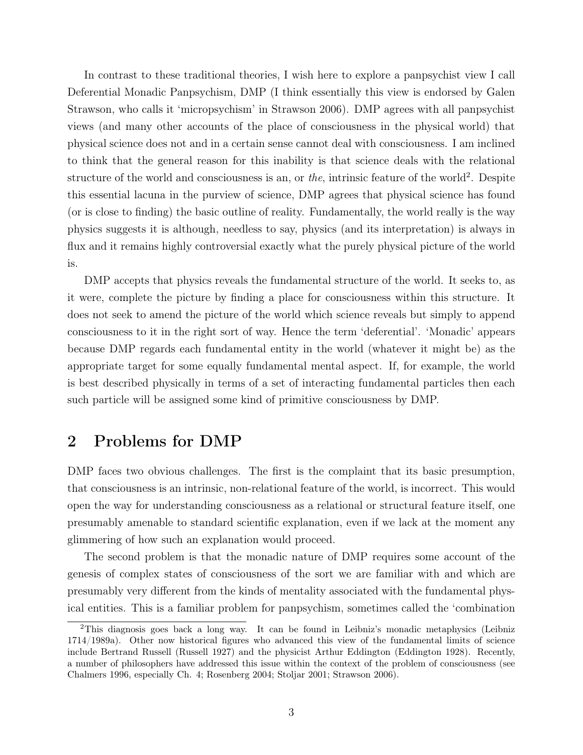In contrast to these traditional theories, I wish here to explore a panpsychist view I call Deferential Monadic Panpsychism, DMP (I think essentially this view is endorsed by Galen Strawson, who calls it 'micropsychism' in Strawson 2006). DMP agrees with all panpsychist views (and many other accounts of the place of consciousness in the physical world) that physical science does not and in a certain sense cannot deal with consciousness. I am inclined to think that the general reason for this inability is that science deals with the relational structure of the world and consciousness is an, or *the*, intrinsic feature of the world[2]. Despite this essential lacuna in the purview of science, DMP agrees that physical science has found (or is close to finding) the basic outline of reality. Fundamentally, the world really is the way physics suggests it is although, needless to say, physics (and its interpretation) is always in flux and it remains highly controversial exactly what the purely physical picture of the world is.

DMP accepts that physics reveals the fundamental structure of the world. It seeks to, as it were, complete the picture by finding a place for consciousness within this structure. It does not seek to amend the picture of the world which science reveals but simply to append consciousness to it in the right sort of way. Hence the term 'deferential'. 'Monadic' appears because DMP regards each fundamental entity in the world (whatever it might be) as the appropriate target for some equally fundamental mental aspect. If, for example, the world is best described physically in terms of a set of interacting fundamental particles then each such particle will be assigned some kind of primitive consciousness by DMP.

## 2 Problems for DMP

DMP faces two obvious challenges. The first is the complaint that its basic presumption, that consciousness is an intrinsic, non-relational feature of the world, is incorrect. This would open the way for understanding consciousness as a relational or structural feature itself, one presumably amenable to standard scientific explanation, even if we lack at the moment any glimmering of how such an explanation would proceed.

The second problem is that the monadic nature of DMP requires some account of the genesis of complex states of consciousness of the sort we are familiar with and which are presumably very different from the kinds of mentality associated with the fundamental physical entities. This is a familiar problem for panpsychism, sometimes called the 'combination

[2]This diagnosis goes back a long way. It can be found in Leibniz's monadic metaphysics (Leibniz 1714/1989a). Other now historical figures who advanced this view of the fundamental limits of science include Bertrand Russell (Russell 1927) and the physicist Arthur Eddington (Eddington 1928). Recently, a number of philosophers have addressed this issue within the context of the problem of consciousness (see Chalmers 1996, especially Ch. 4; Rosenberg 2004; Stoljar 2001; Strawson 2006).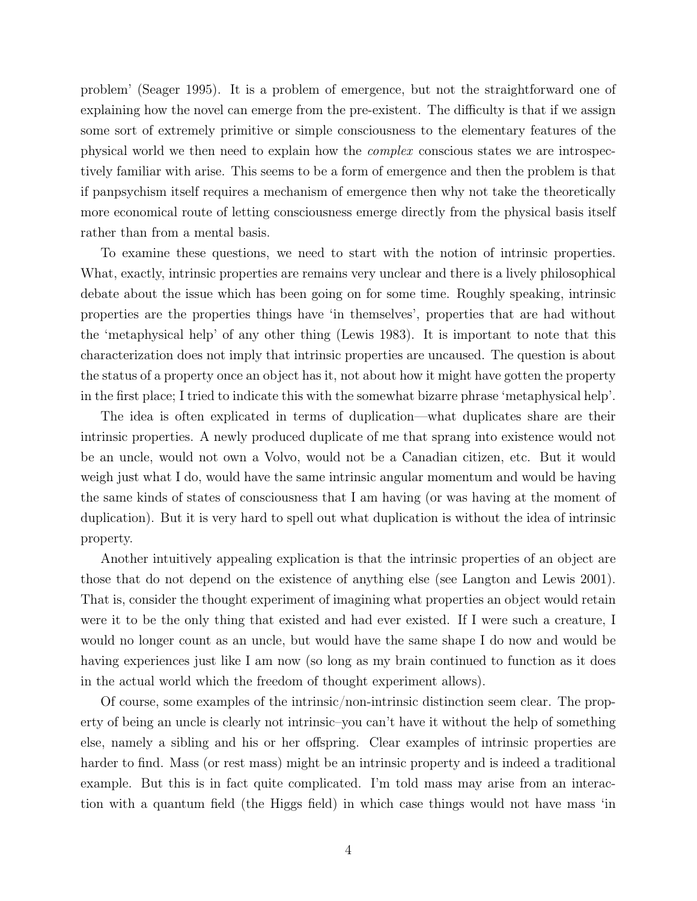problem' (Seager 1995). It is a problem of emergence, but not the straightforward one of explaining how the novel can emerge from the pre-existent. The difficulty is that if we assign some sort of extremely primitive or simple consciousness to the elementary features of the physical world we then need to explain how the *complex* conscious states we are introspectively familiar with arise. This seems to be a form of emergence and then the problem is that if panpsychism itself requires a mechanism of emergence then why not take the theoretically more economical route of letting consciousness emerge directly from the physical basis itself rather than from a mental basis.

To examine these questions, we need to start with the notion of intrinsic properties. What, exactly, intrinsic properties are remains very unclear and there is a lively philosophical debate about the issue which has been going on for some time. Roughly speaking, intrinsic properties are the properties things have 'in themselves', properties that are had without the 'metaphysical help' of any other thing (Lewis 1983). It is important to note that this characterization does not imply that intrinsic properties are uncaused. The question is about the status of a property once an object has it, not about how it might have gotten the property in the first place; I tried to indicate this with the somewhat bizarre phrase 'metaphysical help'.

The idea is often explicated in terms of duplication—what duplicates share are their intrinsic properties. A newly produced duplicate of me that sprang into existence would not be an uncle, would not own a Volvo, would not be a Canadian citizen, etc. But it would weigh just what I do, would have the same intrinsic angular momentum and would be having the same kinds of states of consciousness that I am having (or was having at the moment of duplication). But it is very hard to spell out what duplication is without the idea of intrinsic property.

Another intuitively appealing explication is that the intrinsic properties of an object are those that do not depend on the existence of anything else (see Langton and Lewis 2001). That is, consider the thought experiment of imagining what properties an object would retain were it to be the only thing that existed and had ever existed. If I were such a creature, I would no longer count as an uncle, but would have the same shape I do now and would be having experiences just like I am now (so long as my brain continued to function as it does in the actual world which the freedom of thought experiment allows).

Of course, some examples of the intrinsic/non-intrinsic distinction seem clear. The property of being an uncle is clearly not intrinsic–you can't have it without the help of something else, namely a sibling and his or her offspring. Clear examples of intrinsic properties are harder to find. Mass (or rest mass) might be an intrinsic property and is indeed a traditional example. But this is in fact quite complicated. I'm told mass may arise from an interaction with a quantum field (the Higgs field) in which case things would not have mass 'in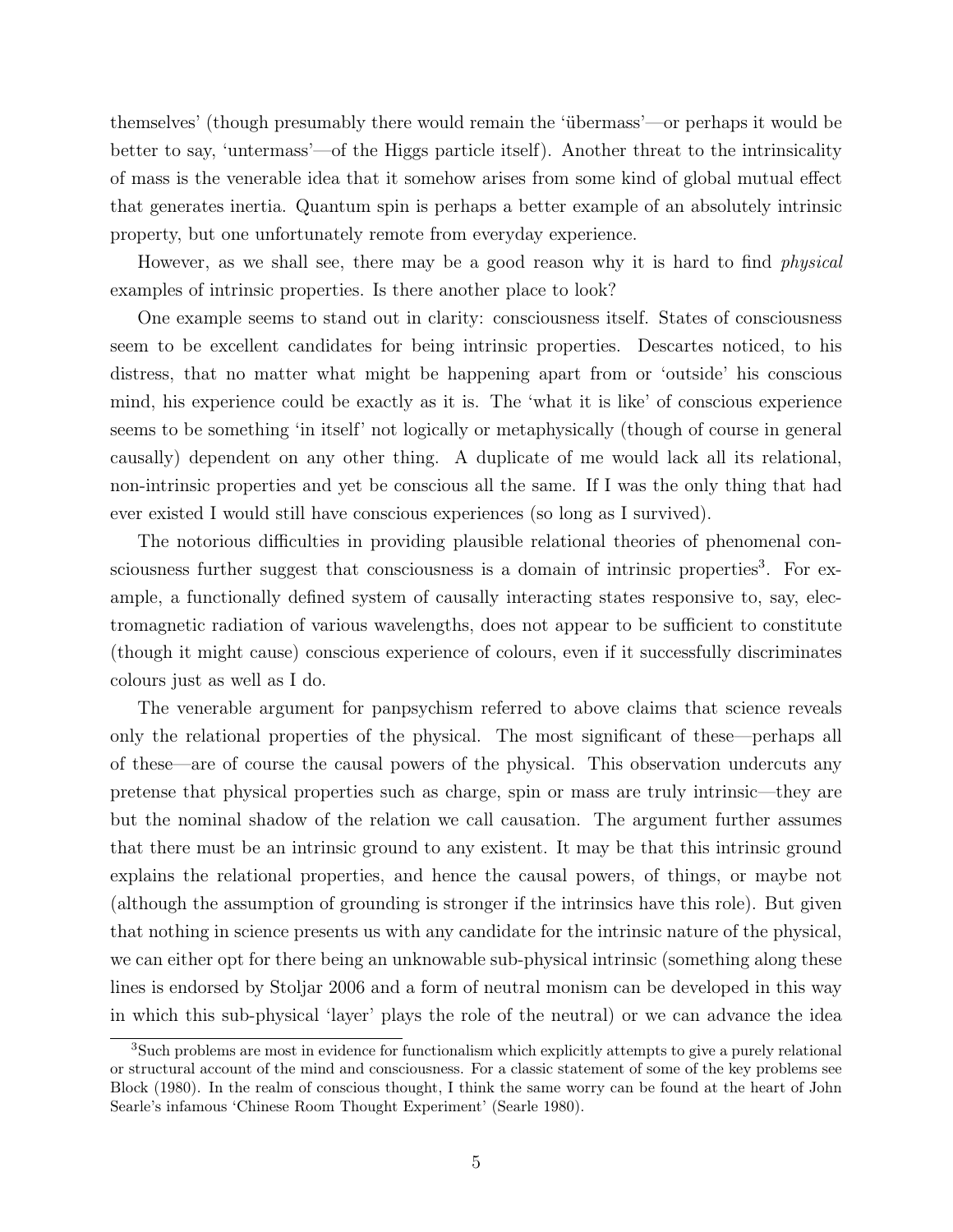themselves' (though presumably there would remain the 'übermass'—or perhaps it would be better to say, 'untermass'—of the Higgs particle itself). Another threat to the intrinsicality of mass is the venerable idea that it somehow arises from some kind of global mutual effect that generates inertia. Quantum spin is perhaps a better example of an absolutely intrinsic property, but one unfortunately remote from everyday experience.

However, as we shall see, there may be a good reason why it is hard to find *physical* examples of intrinsic properties. Is there another place to look?

One example seems to stand out in clarity: consciousness itself. States of consciousness seem to be excellent candidates for being intrinsic properties. Descartes noticed, to his distress, that no matter what might be happening apart from or 'outside' his conscious mind, his experience could be exactly as it is. The 'what it is like' of conscious experience seems to be something 'in itself' not logically or metaphysically (though of course in general causally) dependent on any other thing. A duplicate of me would lack all its relational, non-intrinsic properties and yet be conscious all the same. If I was the only thing that had ever existed I would still have conscious experiences (so long as I survived).

The notorious difficulties in providing plausible relational theories of phenomenal consciousness further suggest that consciousness is a domain of intrinsic properties[3]. For example, a functionally defined system of causally interacting states responsive to, say, electromagnetic radiation of various wavelengths, does not appear to be sufficient to constitute (though it might cause) conscious experience of colours, even if it successfully discriminates colours just as well as I do.

The venerable argument for panpsychism referred to above claims that science reveals only the relational properties of the physical. The most significant of these—perhaps all of these—are of course the causal powers of the physical. This observation undercuts any pretense that physical properties such as charge, spin or mass are truly intrinsic—they are but the nominal shadow of the relation we call causation. The argument further assumes that there must be an intrinsic ground to any existent. It may be that this intrinsic ground explains the relational properties, and hence the causal powers, of things, or maybe not (although the assumption of grounding is stronger if the intrinsics have this role). But given that nothing in science presents us with any candidate for the intrinsic nature of the physical, we can either opt for there being an unknowable sub-physical intrinsic (something along these lines is endorsed by Stoljar 2006 and a form of neutral monism can be developed in this way in which this sub-physical 'layer' plays the role of the neutral) or we can advance the idea

---

[3] Such problems are most in evidence for functionalism which explicitly attempts to give a purely relational or structural account of the mind and consciousness. For a classic statement of some of the key problems see Block (1980). In the realm of conscious thought, I think the same worry can be found at the heart of John Searle's infamous 'Chinese Room Thought Experiment' (Searle 1980).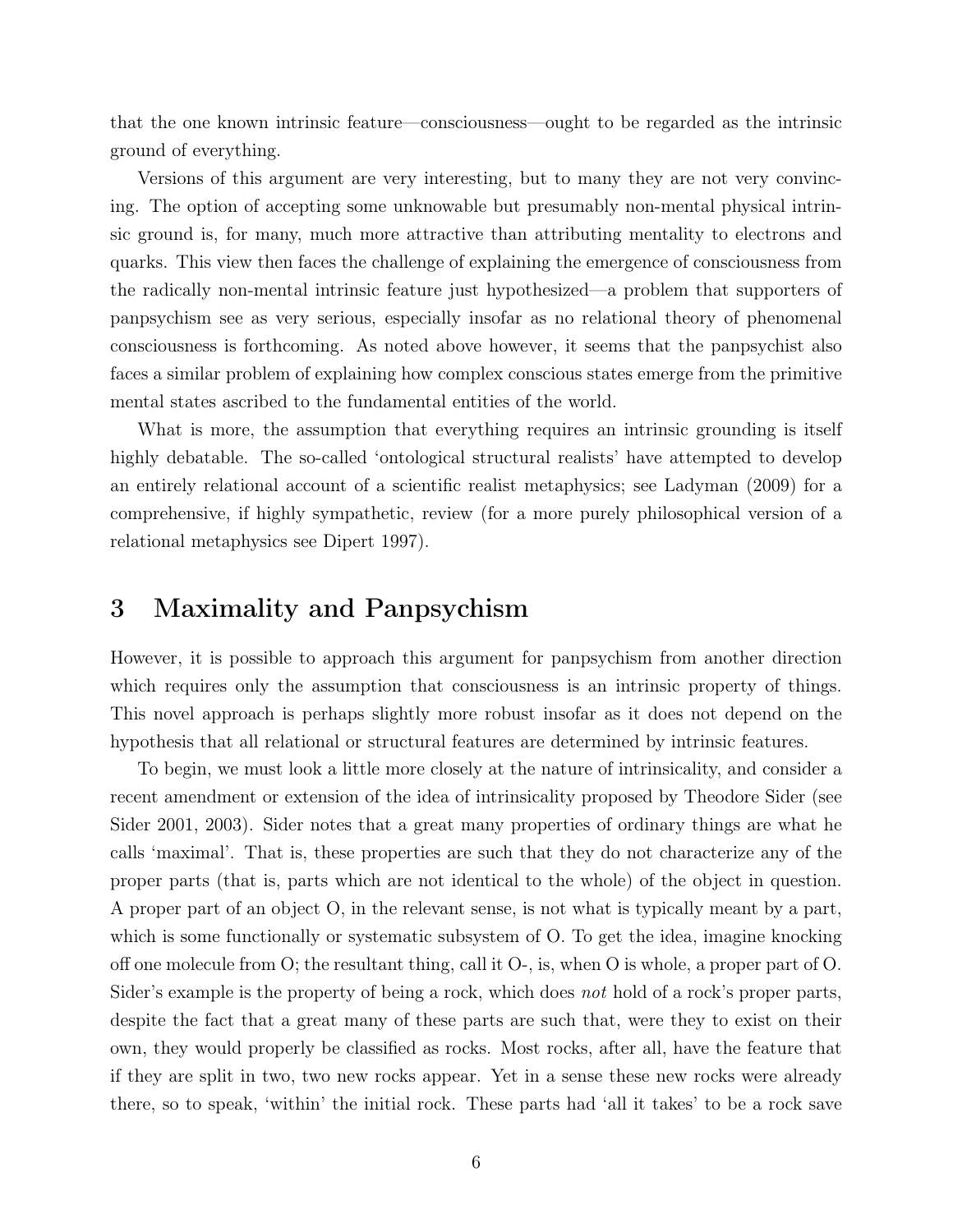that the one known intrinsic feature—consciousness—ought to be regarded as the intrinsic ground of everything.

Versions of this argument are very interesting, but to many they are not very convincing. The option of accepting some unknowable but presumably non-mental physical intrinsic ground is, for many, much more attractive than attributing mentality to electrons and quarks. This view then faces the challenge of explaining the emergence of consciousness from the radically non-mental intrinsic feature just hypothesized—a problem that supporters of panpsychism see as very serious, especially insofar as no relational theory of phenomenal consciousness is forthcoming. As noted above however, it seems that the panpsychist also faces a similar problem of explaining how complex conscious states emerge from the primitive mental states ascribed to the fundamental entities of the world.

What is more, the assumption that everything requires an intrinsic grounding is itself highly debatable. The so-called 'ontological structural realists' have attempted to develop an entirely relational account of a scientific realist metaphysics; see Ladyman (2009) for a comprehensive, if highly sympathetic, review (for a more purely philosophical version of a relational metaphysics see Dipert 1997).

## 3 Maximality and Panpsychism

However, it is possible to approach this argument for panpsychism from another direction which requires only the assumption that consciousness is an intrinsic property of things. This novel approach is perhaps slightly more robust insofar as it does not depend on the hypothesis that all relational or structural features are determined by intrinsic features.

To begin, we must look a little more closely at the nature of intrinsicality, and consider a recent amendment or extension of the idea of intrinsicality proposed by Theodore Sider (see Sider 2001, 2003). Sider notes that a great many properties of ordinary things are what he calls 'maximal'. That is, these properties are such that they do not characterize any of the proper parts (that is, parts which are not identical to the whole) of the object in question. A proper part of an object O, in the relevant sense, is not what is typically meant by a part, which is some functionally or systematic subsystem of O. To get the idea, imagine knocking off one molecule from O; the resultant thing, call it O-, is, when O is whole, a proper part of O. Sider's example is the property of being a rock, which does *not* hold of a rock's proper parts, despite the fact that a great many of these parts are such that, were they to exist on their own, they would properly be classified as rocks. Most rocks, after all, have the feature that if they are split in two, two new rocks appear. Yet in a sense these new rocks were already there, so to speak, 'within' the initial rock. These parts had 'all it takes' to be a rock save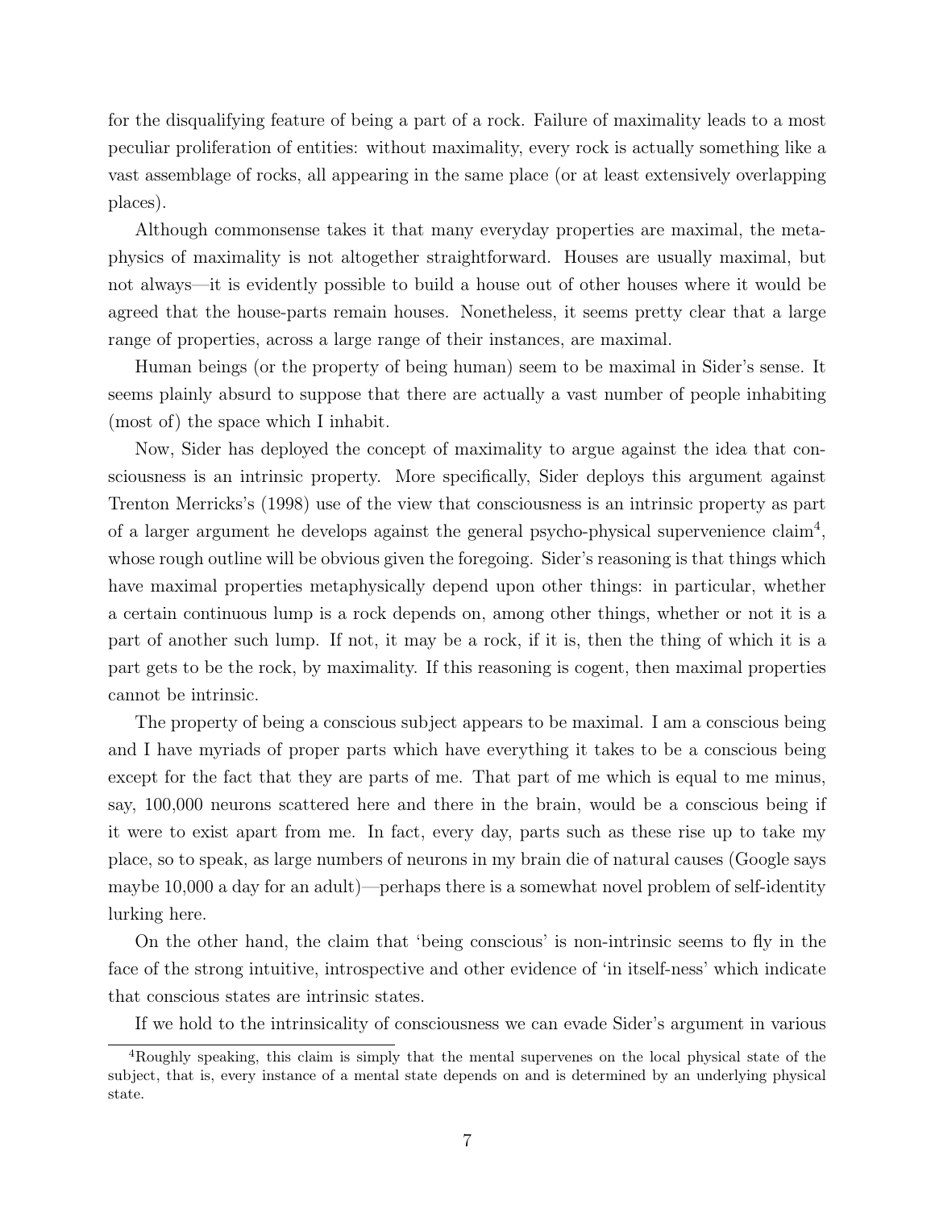for the disqualifying feature of being a part of a rock. Failure of maximality leads to a most peculiar proliferation of entities: without maximality, every rock is actually something like a vast assemblage of rocks, all appearing in the same place (or at least extensively overlapping places).

Although commonsense takes it that many everyday properties are maximal, the metaphysics of maximality is not altogether straightforward. Houses are usually maximal, but not always—it is evidently possible to build a house out of other houses where it would be agreed that the house-parts remain houses. Nonetheless, it seems pretty clear that a large range of properties, across a large range of their instances, are maximal.

Human beings (or the property of being human) seem to be maximal in Sider's sense. It seems plainly absurd to suppose that there are actually a vast number of people inhabiting (most of) the space which I inhabit.

Now, Sider has deployed the concept of maximality to argue against the idea that consciousness is an intrinsic property. More specifically, Sider deploys this argument against Trenton Merricks's (1998) use of the view that consciousness is an intrinsic property as part of a larger argument he develops against the general psycho-physical supervenience claim[4], whose rough outline will be obvious given the foregoing. Sider's reasoning is that things which have maximal properties metaphysically depend upon other things: in particular, whether a certain continuous lump is a rock depends on, among other things, whether or not it is a part of another such lump. If not, it may be a rock, if it is, then the thing of which it is a part gets to be the rock, by maximality. If this reasoning is cogent, then maximal properties cannot be intrinsic.

The property of being a conscious subject appears to be maximal. I am a conscious being and I have myriads of proper parts which have everything it takes to be a conscious being except for the fact that they are parts of me. That part of me which is equal to me minus, say, 100,000 neurons scattered here and there in the brain, would be a conscious being if it were to exist apart from me. In fact, every day, parts such as these rise up to take my place, so to speak, as large numbers of neurons in my brain die of natural causes (Google says maybe 10,000 a day for an adult)—perhaps there is a somewhat novel problem of self-identity lurking here.

On the other hand, the claim that 'being conscious' is non-intrinsic seems to fly in the face of the strong intuitive, introspective and other evidence of 'in itself-ness' which indicate that conscious states are intrinsic states.

If we hold to the intrinsicality of consciousness we can evade Sider's argument in various

---

[4] Roughly speaking, this claim is simply that the mental supervenes on the local physical state of the subject, that is, every instance of a mental state depends on and is determined by an underlying physical state.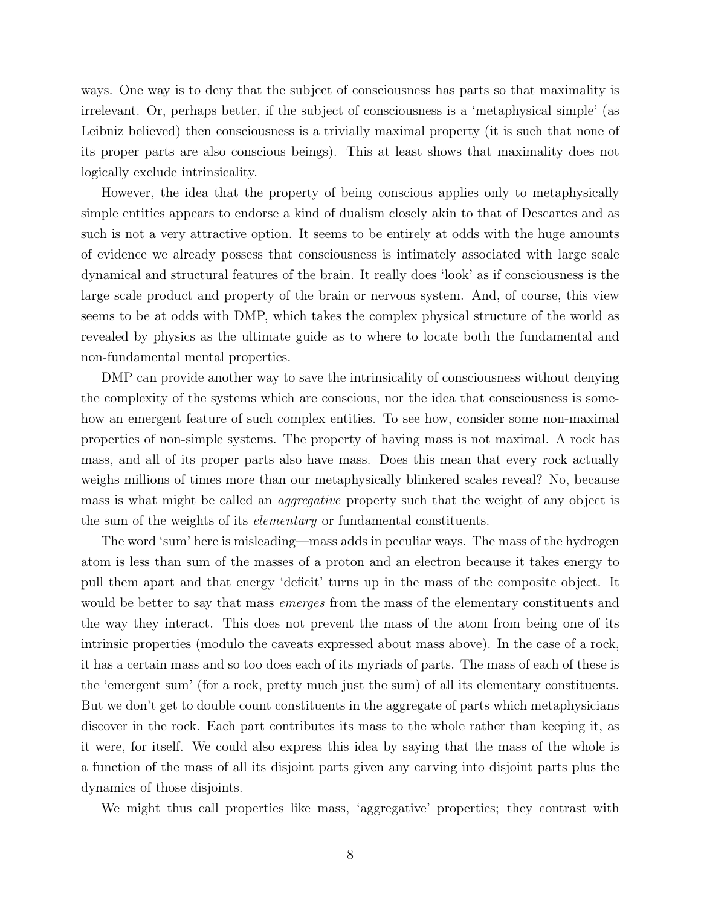ways. One way is to deny that the subject of consciousness has parts so that maximality is irrelevant. Or, perhaps better, if the subject of consciousness is a 'metaphysical simple' (as Leibniz believed) then consciousness is a trivially maximal property (it is such that none of its proper parts are also conscious beings). This at least shows that maximality does not logically exclude intrinsicality.

However, the idea that the property of being conscious applies only to metaphysically simple entities appears to endorse a kind of dualism closely akin to that of Descartes and as such is not a very attractive option. It seems to be entirely at odds with the huge amounts of evidence we already possess that consciousness is intimately associated with large scale dynamical and structural features of the brain. It really does 'look' as if consciousness is the large scale product and property of the brain or nervous system. And, of course, this view seems to be at odds with DMP, which takes the complex physical structure of the world as revealed by physics as the ultimate guide as to where to locate both the fundamental and non-fundamental mental properties.

DMP can provide another way to save the intrinsicality of consciousness without denying the complexity of the systems which are conscious, nor the idea that consciousness is somehow an emergent feature of such complex entities. To see how, consider some non-maximal properties of non-simple systems. The property of having mass is not maximal. A rock has mass, and all of its proper parts also have mass. Does this mean that every rock actually weighs millions of times more than our metaphysically blinkered scales reveal? No, because mass is what might be called an *aggregative* property such that the weight of any object is the sum of the weights of its *elementary* or fundamental constituents.

The word 'sum' here is misleading—mass adds in peculiar ways. The mass of the hydrogen atom is less than sum of the masses of a proton and an electron because it takes energy to pull them apart and that energy 'deficit' turns up in the mass of the composite object. It would be better to say that mass *emerges* from the mass of the elementary constituents and the way they interact. This does not prevent the mass of the atom from being one of its intrinsic properties (modulo the caveats expressed about mass above). In the case of a rock, it has a certain mass and so too does each of its myriads of parts. The mass of each of these is the 'emergent sum' (for a rock, pretty much just the sum) of all its elementary constituents. But we don't get to double count constituents in the aggregate of parts which metaphysicians discover in the rock. Each part contributes its mass to the whole rather than keeping it, as it were, for itself. We could also express this idea by saying that the mass of the whole is a function of the mass of all its disjoint parts given any carving into disjoint parts plus the dynamics of those disjoints.

We might thus call properties like mass, 'aggregative' properties; they contrast with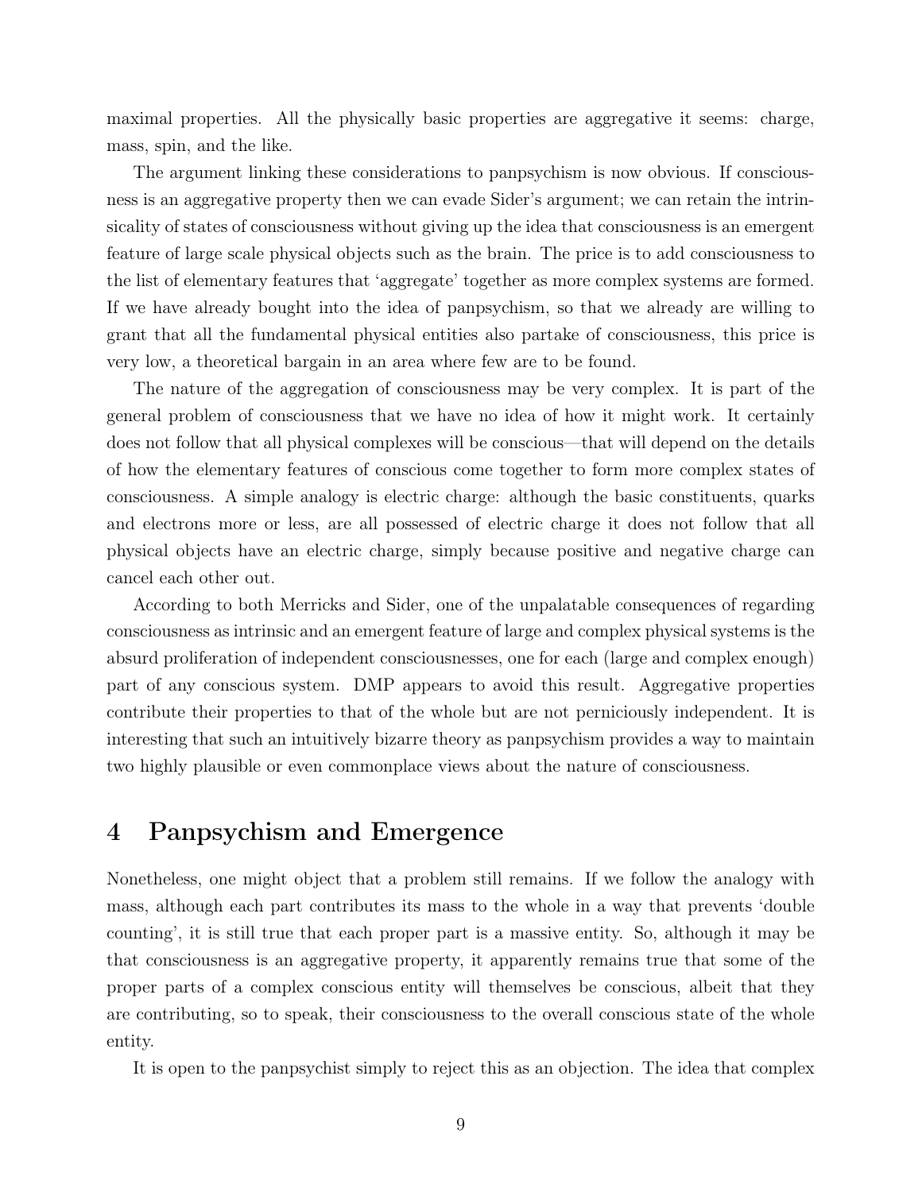maximal properties. All the physically basic properties are aggregative it seems: charge, mass, spin, and the like.

The argument linking these considerations to panpsychism is now obvious. If consciousness is an aggregative property then we can evade Sider's argument; we can retain the intrinsicality of states of consciousness without giving up the idea that consciousness is an emergent feature of large scale physical objects such as the brain. The price is to add consciousness to the list of elementary features that 'aggregate' together as more complex systems are formed. If we have already bought into the idea of panpsychism, so that we already are willing to grant that all the fundamental physical entities also partake of consciousness, this price is very low, a theoretical bargain in an area where few are to be found.

The nature of the aggregation of consciousness may be very complex. It is part of the general problem of consciousness that we have no idea of how it might work. It certainly does not follow that all physical complexes will be conscious—that will depend on the details of how the elementary features of conscious come together to form more complex states of consciousness. A simple analogy is electric charge: although the basic constituents, quarks and electrons more or less, are all possessed of electric charge it does not follow that all physical objects have an electric charge, simply because positive and negative charge can cancel each other out.

According to both Merricks and Sider, one of the unpalatable consequences of regarding consciousness as intrinsic and an emergent feature of large and complex physical systems is the absurd proliferation of independent consciousnesses, one for each (large and complex enough) part of any conscious system. DMP appears to avoid this result. Aggregative properties contribute their properties to that of the whole but are not perniciously independent. It is interesting that such an intuitively bizarre theory as panpsychism provides a way to maintain two highly plausible or even commonplace views about the nature of consciousness.

## 4 Panpsychism and Emergence

Nonetheless, one might object that a problem still remains. If we follow the analogy with mass, although each part contributes its mass to the whole in a way that prevents 'double counting', it is still true that each proper part is a massive entity. So, although it may be that consciousness is an aggregative property, it apparently remains true that some of the proper parts of a complex conscious entity will themselves be conscious, albeit that they are contributing, so to speak, their consciousness to the overall conscious state of the whole entity.

It is open to the panpsychist simply to reject this as an objection. The idea that complex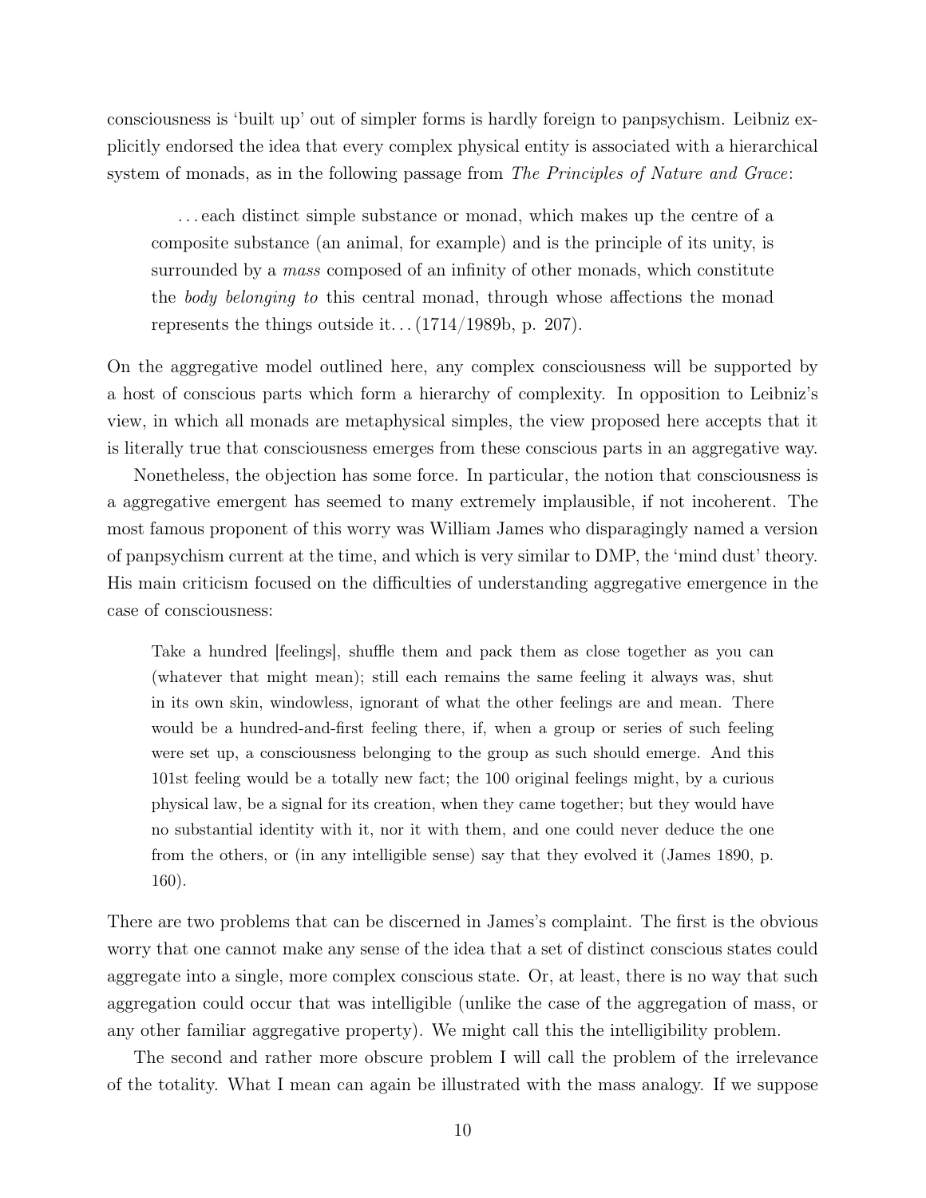consciousness is 'built up' out of simpler forms is hardly foreign to panpsychism. Leibniz explicitly endorsed the idea that every complex physical entity is associated with a hierarchical system of monads, as in the following passage from *The Principles of Nature and Grace*:

> . . . each distinct simple substance or monad, which makes up the centre of a composite substance (an animal, for example) and is the principle of its unity, is surrounded by a *mass* composed of an infinity of other monads, which constitute the *body belonging to* this central monad, through whose affections the monad represents the things outside it. . . (1714/1989b, p. 207).

On the aggregative model outlined here, any complex consciousness will be supported by a host of conscious parts which form a hierarchy of complexity. In opposition to Leibniz's view, in which all monads are metaphysical simples, the view proposed here accepts that it is literally true that consciousness emerges from these conscious parts in an aggregative way.

Nonetheless, the objection has some force. In particular, the notion that consciousness is a aggregative emergent has seemed to many extremely implausible, if not incoherent. The most famous proponent of this worry was William James who disparagingly named a version of panpsychism current at the time, and which is very similar to DMP, the 'mind dust' theory. His main criticism focused on the difficulties of understanding aggregative emergence in the case of consciousness:

> Take a hundred [feelings], shuffle them and pack them as close together as you can (whatever that might mean); still each remains the same feeling it always was, shut in its own skin, windowless, ignorant of what the other feelings are and mean. There would be a hundred-and-first feeling there, if, when a group or series of such feeling were set up, a consciousness belonging to the group as such should emerge. And this 101st feeling would be a totally new fact; the 100 original feelings might, by a curious physical law, be a signal for its creation, when they came together; but they would have no substantial identity with it, nor it with them, and one could never deduce the one from the others, or (in any intelligible sense) say that they evolved it (James 1890, p. 160).

There are two problems that can be discerned in James's complaint. The first is the obvious worry that one cannot make any sense of the idea that a set of distinct conscious states could aggregate into a single, more complex conscious state. Or, at least, there is no way that such aggregation could occur that was intelligible (unlike the case of the aggregation of mass, or any other familiar aggregative property). We might call this the intelligibility problem.

The second and rather more obscure problem I will call the problem of the irrelevance of the totality. What I mean can again be illustrated with the mass analogy. If we suppose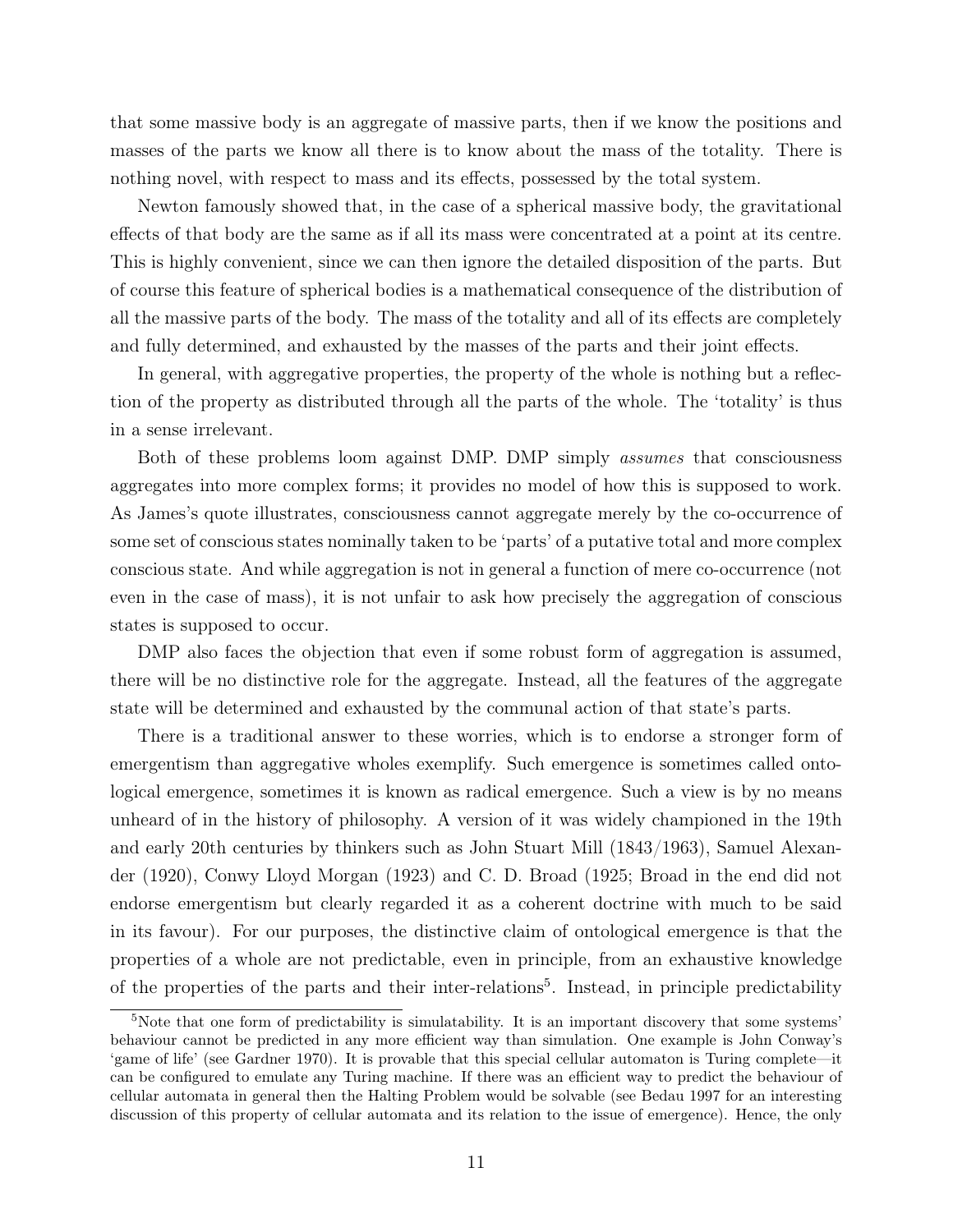that some massive body is an aggregate of massive parts, then if we know the positions and masses of the parts we know all there is to know about the mass of the totality. There is nothing novel, with respect to mass and its effects, possessed by the total system.

Newton famously showed that, in the case of a spherical massive body, the gravitational effects of that body are the same as if all its mass were concentrated at a point at its centre. This is highly convenient, since we can then ignore the detailed disposition of the parts. But of course this feature of spherical bodies is a mathematical consequence of the distribution of all the massive parts of the body. The mass of the totality and all of its effects are completely and fully determined, and exhausted by the masses of the parts and their joint effects.

In general, with aggregative properties, the property of the whole is nothing but a reflection of the property as distributed through all the parts of the whole. The 'totality' is thus in a sense irrelevant.

Both of these problems loom against DMP. DMP simply *assumes* that consciousness aggregates into more complex forms; it provides no model of how this is supposed to work. As James's quote illustrates, consciousness cannot aggregate merely by the co-occurrence of some set of conscious states nominally taken to be 'parts' of a putative total and more complex conscious state. And while aggregation is not in general a function of mere co-occurrence (not even in the case of mass), it is not unfair to ask how precisely the aggregation of conscious states is supposed to occur.

DMP also faces the objection that even if some robust form of aggregation is assumed, there will be no distinctive role for the aggregate. Instead, all the features of the aggregate state will be determined and exhausted by the communal action of that state's parts.

There is a traditional answer to these worries, which is to endorse a stronger form of emergentism than aggregative wholes exemplify. Such emergence is sometimes called ontological emergence, sometimes it is known as radical emergence. Such a view is by no means unheard of in the history of philosophy. A version of it was widely championed in the 19th and early 20th centuries by thinkers such as John Stuart Mill (1843/1963), Samuel Alexander (1920), Conwy Lloyd Morgan (1923) and C. D. Broad (1925; Broad in the end did not endorse emergentism but clearly regarded it as a coherent doctrine with much to be said in its favour). For our purposes, the distinctive claim of ontological emergence is that the properties of a whole are not predictable, even in principle, from an exhaustive knowledge of the properties of the parts and their inter-relations[5]. Instead, in principle predictability

[5] Note that one form of predictability is simulatability. It is an important discovery that some systems' behaviour cannot be predicted in any more efficient way than simulation. One example is John Conway's 'game of life' (see Gardner 1970). It is provable that this special cellular automaton is Turing complete—it can be configured to emulate any Turing machine. If there was an efficient way to predict the behaviour of cellular automata in general then the Halting Problem would be solvable (see Bedau 1997 for an interesting discussion of this property of cellular automata and its relation to the issue of emergence). Hence, the only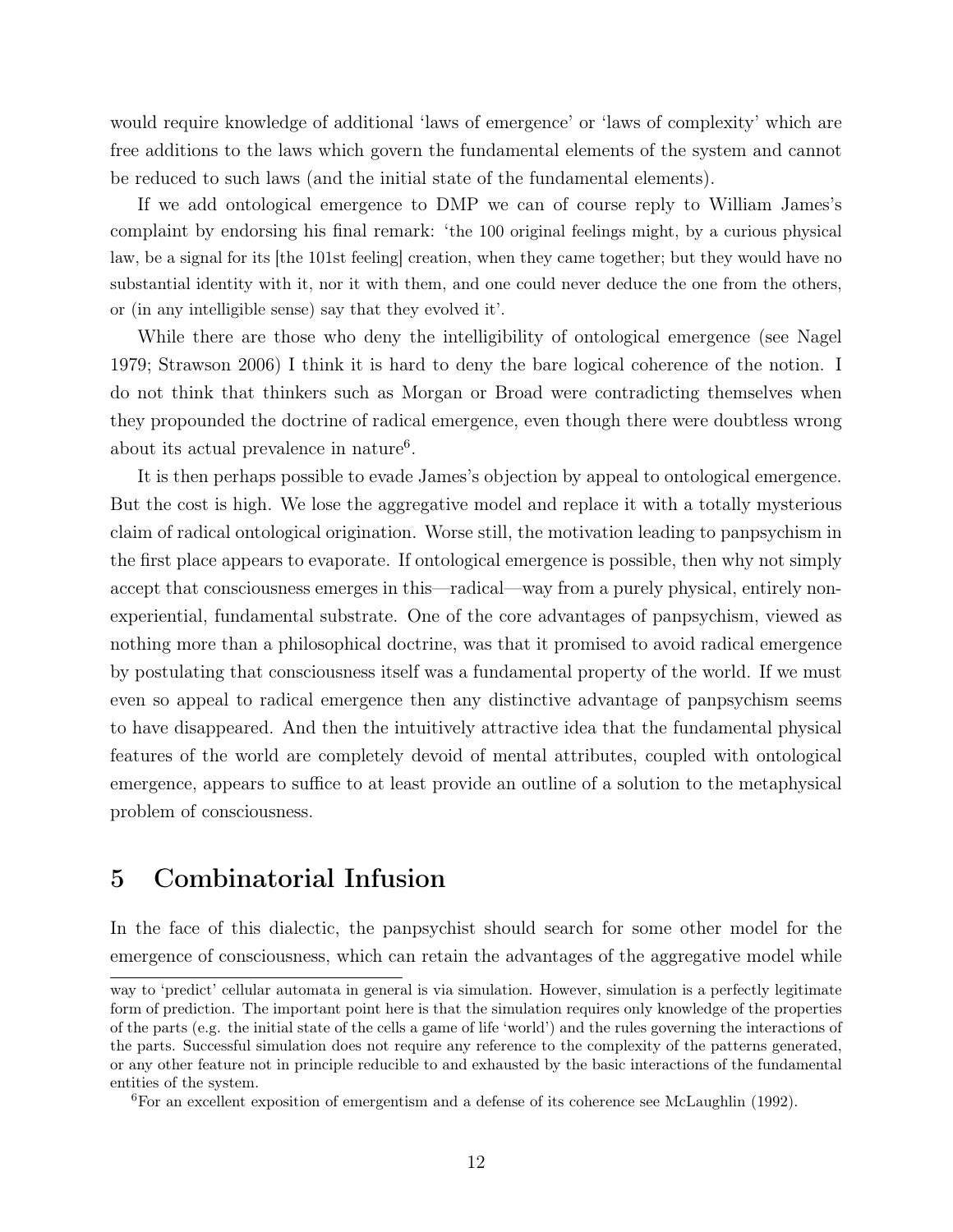would require knowledge of additional 'laws of emergence' or 'laws of complexity' which are free additions to the laws which govern the fundamental elements of the system and cannot be reduced to such laws (and the initial state of the fundamental elements).

If we add ontological emergence to DMP we can of course reply to William James's complaint by endorsing his final remark: 'the 100 original feelings might, by a curious physical law, be a signal for its [the 101st feeling] creation, when they came together; but they would have no substantial identity with it, nor it with them, and one could never deduce the one from the others, or (in any intelligible sense) say that they evolved it'.

While there are those who deny the intelligibility of ontological emergence (see Nagel 1979; Strawson 2006) I think it is hard to deny the bare logical coherence of the notion. I do not think that thinkers such as Morgan or Broad were contradicting themselves when they propounded the doctrine of radical emergence, even though there were doubtless wrong about its actual prevalence in nature[6].

It is then perhaps possible to evade James's objection by appeal to ontological emergence. But the cost is high. We lose the aggregative model and replace it with a totally mysterious claim of radical ontological origination. Worse still, the motivation leading to panpsychism in the first place appears to evaporate. If ontological emergence is possible, then why not simply accept that consciousness emerges in this—radical—way from a purely physical, entirely non-experiential, fundamental substrate. One of the core advantages of panpsychism, viewed as nothing more than a philosophical doctrine, was that it promised to avoid radical emergence by postulating that consciousness itself was a fundamental property of the world. If we must even so appeal to radical emergence then any distinctive advantage of panpsychism seems to have disappeared. And then the intuitively attractive idea that the fundamental physical features of the world are completely devoid of mental attributes, coupled with ontological emergence, appears to suffice to at least provide an outline of a solution to the metaphysical problem of consciousness.

## 5 Combinatorial Infusion

In the face of this dialectic, the panpsychist should search for some other model for the emergence of consciousness, which can retain the advantages of the aggregative model while

---

way to 'predict' cellular automata in general is via simulation. However, simulation is a perfectly legitimate form of prediction. The important point here is that the simulation requires only knowledge of the properties of the parts (e.g. the initial state of the cells a game of life 'world') and the rules governing the interactions of the parts. Successful simulation does not require any reference to the complexity of the patterns generated, or any other feature not in principle reducible to and exhausted by the basic interactions of the fundamental entities of the system.

[6] For an excellent exposition of emergentism and a defense of its coherence see McLaughlin (1992).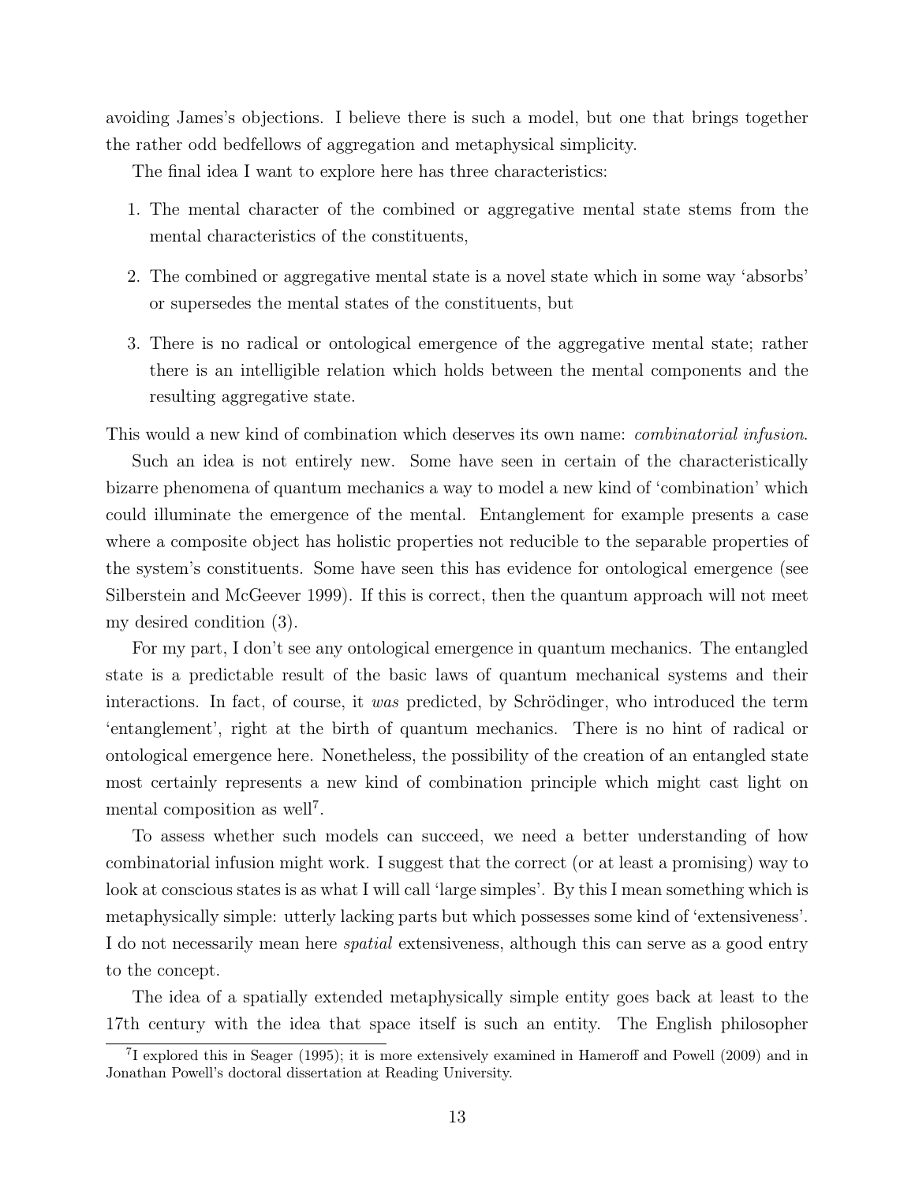avoiding James's objections. I believe there is such a model, but one that brings together the rather odd bedfellows of aggregation and metaphysical simplicity.

The final idea I want to explore here has three characteristics:

1. The mental character of the combined or aggregative mental state stems from the mental characteristics of the constituents,
2. The combined or aggregative mental state is a novel state which in some way 'absorbs' or supersedes the mental states of the constituents, but
3. There is no radical or ontological emergence of the aggregative mental state; rather there is an intelligible relation which holds between the mental components and the resulting aggregative state.

This would a new kind of combination which deserves its own name: *combinatorial infusion*.

Such an idea is not entirely new. Some have seen in certain of the characteristically bizarre phenomena of quantum mechanics a way to model a new kind of 'combination' which could illuminate the emergence of the mental. Entanglement for example presents a case where a composite object has holistic properties not reducible to the separable properties of the system's constituents. Some have seen this has evidence for ontological emergence (see Silberstein and McGeever 1999). If this is correct, then the quantum approach will not meet my desired condition (3).

For my part, I don't see any ontological emergence in quantum mechanics. The entangled state is a predictable result of the basic laws of quantum mechanical systems and their interactions. In fact, of course, it *was* predicted, by Schrödinger, who introduced the term 'entanglement', right at the birth of quantum mechanics. There is no hint of radical or ontological emergence here. Nonetheless, the possibility of the creation of an entangled state most certainly represents a new kind of combination principle which might cast light on mental composition as well[7].

To assess whether such models can succeed, we need a better understanding of how combinatorial infusion might work. I suggest that the correct (or at least a promising) way to look at conscious states is as what I will call 'large simples'. By this I mean something which is metaphysically simple: utterly lacking parts but which possesses some kind of 'extensiveness'. I do not necessarily mean here *spatial* extensiveness, although this can serve as a good entry to the concept.

The idea of a spatially extended metaphysically simple entity goes back at least to the 17th century with the idea that space itself is such an entity. The English philosopher

[7] I explored this in Seager (1995); it is more extensively examined in Hameroff and Powell (2009) and in Jonathan Powell's doctoral dissertation at Reading University.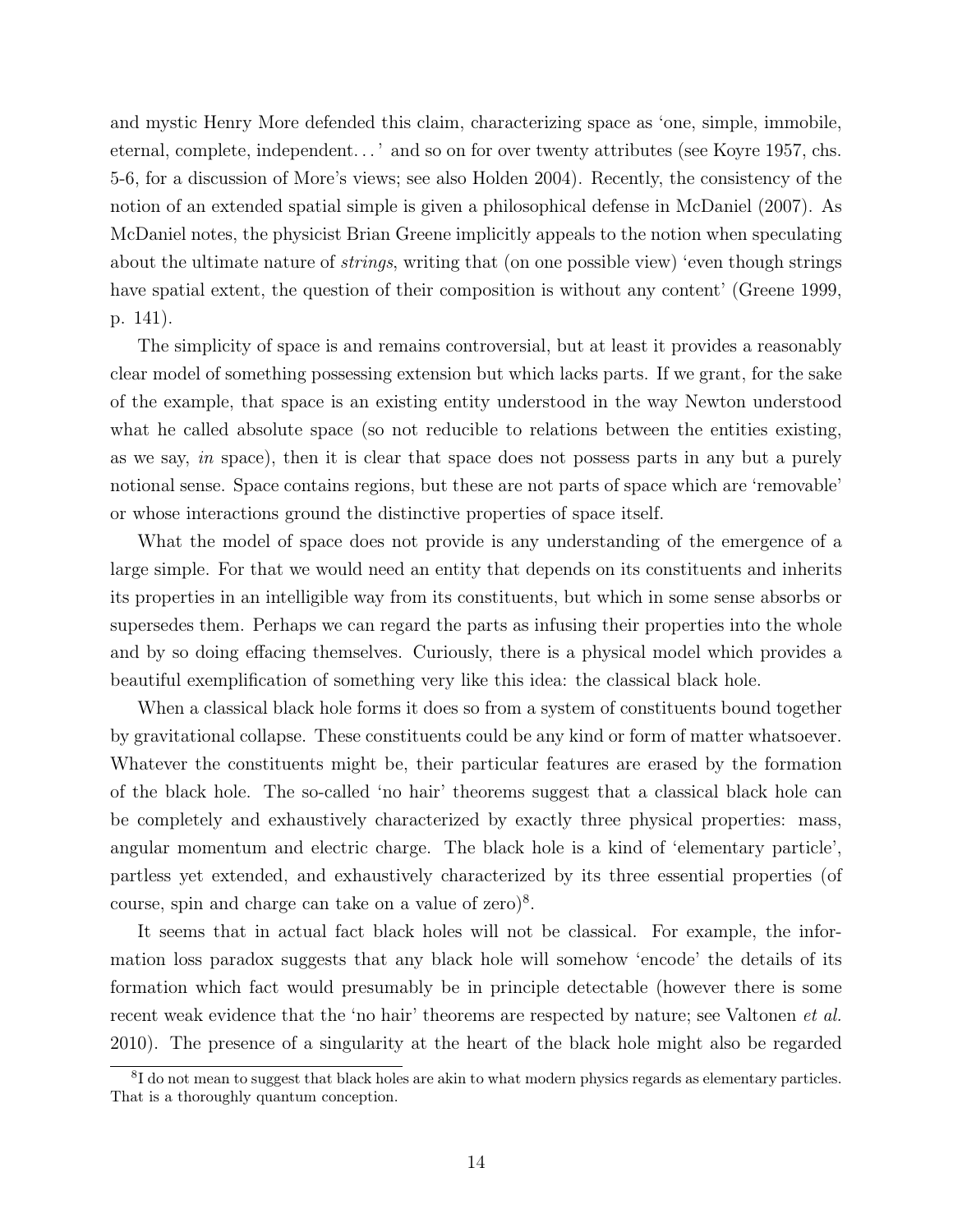and mystic Henry More defended this claim, characterizing space as 'one, simple, immobile, eternal, complete, independent. . . ' and so on for over twenty attributes (see Koyre 1957, chs. 5-6, for a discussion of More's views; see also Holden 2004). Recently, the consistency of the notion of an extended spatial simple is given a philosophical defense in McDaniel (2007). As McDaniel notes, the physicist Brian Greene implicitly appeals to the notion when speculating about the ultimate nature of *strings*, writing that (on one possible view) 'even though strings have spatial extent, the question of their composition is without any content' (Greene 1999, p. 141).

The simplicity of space is and remains controversial, but at least it provides a reasonably clear model of something possessing extension but which lacks parts. If we grant, for the sake of the example, that space is an existing entity understood in the way Newton understood what he called absolute space (so not reducible to relations between the entities existing, as we say, *in* space), then it is clear that space does not possess parts in any but a purely notional sense. Space contains regions, but these are not parts of space which are 'removable' or whose interactions ground the distinctive properties of space itself.

What the model of space does not provide is any understanding of the emergence of a large simple. For that we would need an entity that depends on its constituents and inherits its properties in an intelligible way from its constituents, but which in some sense absorbs or supersedes them. Perhaps we can regard the parts as infusing their properties into the whole and by so doing effacing themselves. Curiously, there is a physical model which provides a beautiful exemplification of something very like this idea: the classical black hole.

When a classical black hole forms it does so from a system of constituents bound together by gravitational collapse. These constituents could be any kind or form of matter whatsoever. Whatever the constituents might be, their particular features are erased by the formation of the black hole. The so-called 'no hair' theorems suggest that a classical black hole can be completely and exhaustively characterized by exactly three physical properties: mass, angular momentum and electric charge. The black hole is a kind of 'elementary particle', partless yet extended, and exhaustively characterized by its three essential properties (of course, spin and charge can take on a value of zero)[8].

It seems that in actual fact black holes will not be classical. For example, the information loss paradox suggests that any black hole will somehow 'encode' the details of its formation which fact would presumably be in principle detectable (however there is some recent weak evidence that the 'no hair' theorems are respected by nature; see Valtonen *et al.* 2010). The presence of a singularity at the heart of the black hole might also be regarded

[8] I do not mean to suggest that black holes are akin to what modern physics regards as elementary particles. That is a thoroughly quantum conception.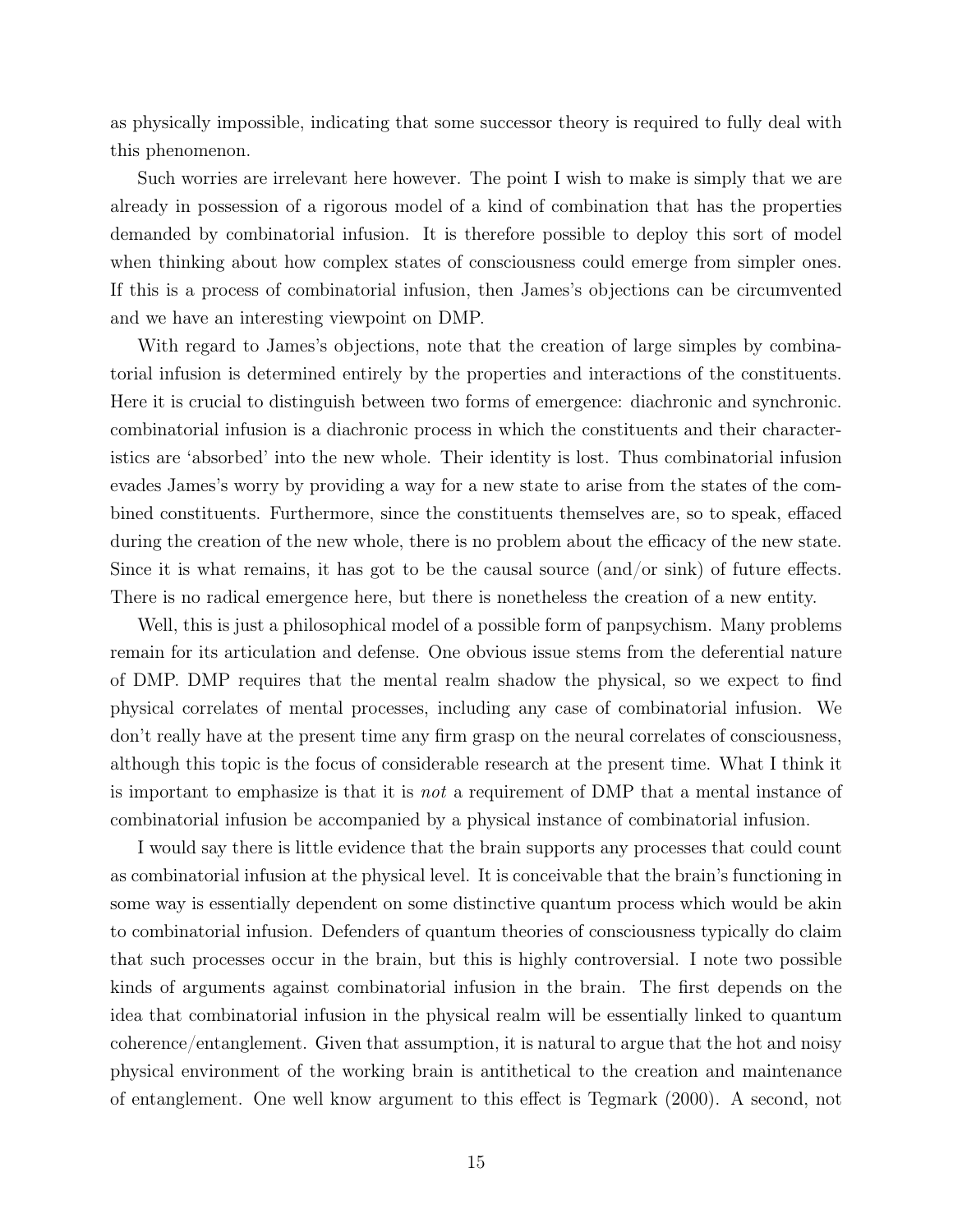as physically impossible, indicating that some successor theory is required to fully deal with this phenomenon.

Such worries are irrelevant here however. The point I wish to make is simply that we are already in possession of a rigorous model of a kind of combination that has the properties demanded by combinatorial infusion. It is therefore possible to deploy this sort of model when thinking about how complex states of consciousness could emerge from simpler ones. If this is a process of combinatorial infusion, then James's objections can be circumvented and we have an interesting viewpoint on DMP.

With regard to James's objections, note that the creation of large simples by combinatorial infusion is determined entirely by the properties and interactions of the constituents. Here it is crucial to distinguish between two forms of emergence: diachronic and synchronic. combinatorial infusion is a diachronic process in which the constituents and their characteristics are 'absorbed' into the new whole. Their identity is lost. Thus combinatorial infusion evades James's worry by providing a way for a new state to arise from the states of the combined constituents. Furthermore, since the constituents themselves are, so to speak, effaced during the creation of the new whole, there is no problem about the efficacy of the new state. Since it is what remains, it has got to be the causal source (and/or sink) of future effects. There is no radical emergence here, but there is nonetheless the creation of a new entity.

Well, this is just a philosophical model of a possible form of panpsychism. Many problems remain for its articulation and defense. One obvious issue stems from the deferential nature of DMP. DMP requires that the mental realm shadow the physical, so we expect to find physical correlates of mental processes, including any case of combinatorial infusion. We don't really have at the present time any firm grasp on the neural correlates of consciousness, although this topic is the focus of considerable research at the present time. What I think it is important to emphasize is that it is *not* a requirement of DMP that a mental instance of combinatorial infusion be accompanied by a physical instance of combinatorial infusion.

I would say there is little evidence that the brain supports any processes that could count as combinatorial infusion at the physical level. It is conceivable that the brain's functioning in some way is essentially dependent on some distinctive quantum process which would be akin to combinatorial infusion. Defenders of quantum theories of consciousness typically do claim that such processes occur in the brain, but this is highly controversial. I note two possible kinds of arguments against combinatorial infusion in the brain. The first depends on the idea that combinatorial infusion in the physical realm will be essentially linked to quantum coherence/entanglement. Given that assumption, it is natural to argue that the hot and noisy physical environment of the working brain is antithetical to the creation and maintenance of entanglement. One well know argument to this effect is Tegmark (2000). A second, not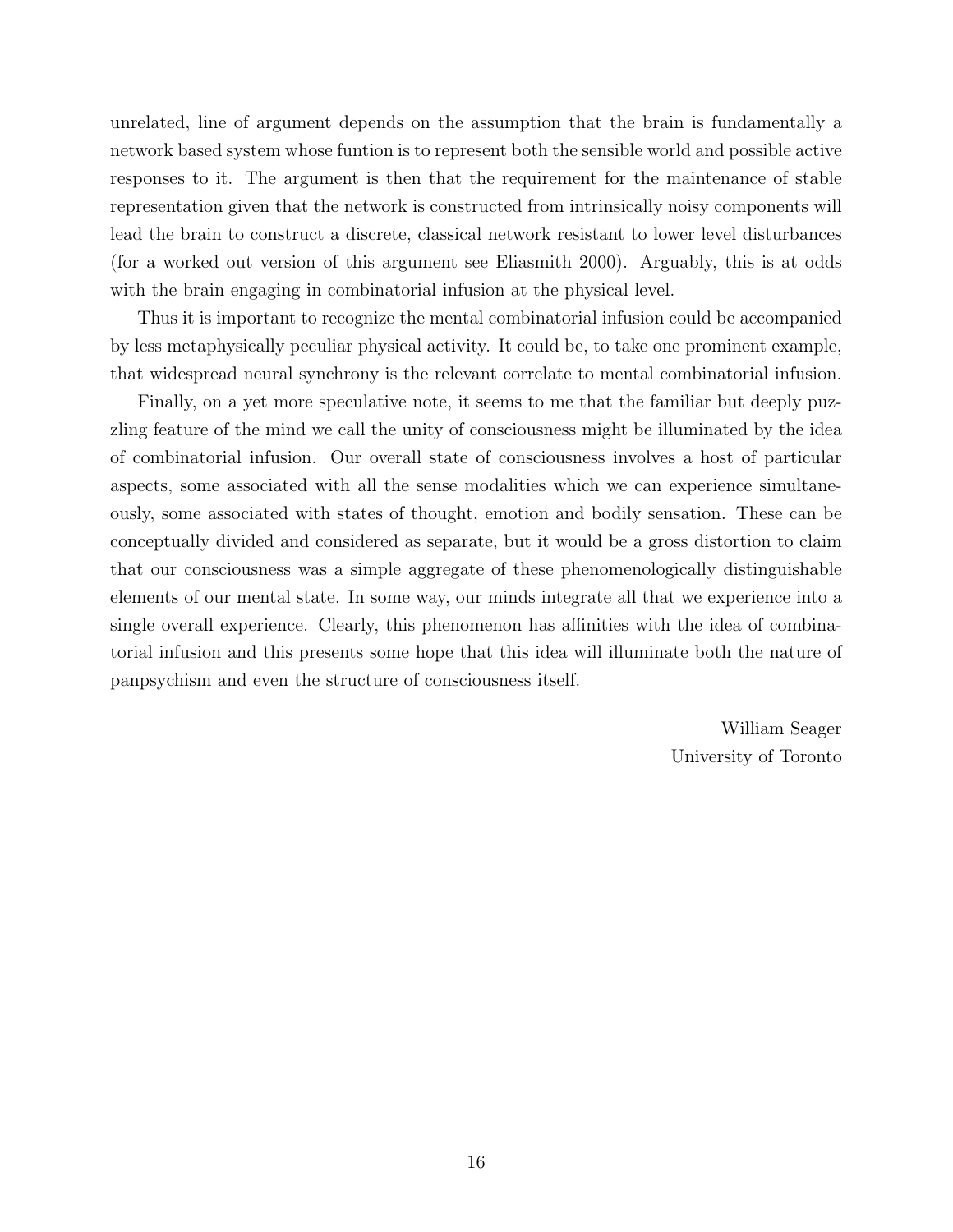unrelated, line of argument depends on the assumption that the brain is fundamentally a network based system whose funtion is to represent both the sensible world and possible active responses to it. The argument is then that the requirement for the maintenance of stable representation given that the network is constructed from intrinsically noisy components will lead the brain to construct a discrete, classical network resistant to lower level disturbances (for a worked out version of this argument see Eliasmith 2000). Arguably, this is at odds with the brain engaging in combinatorial infusion at the physical level.

Thus it is important to recognize the mental combinatorial infusion could be accompanied by less metaphysically peculiar physical activity. It could be, to take one prominent example, that widespread neural synchrony is the relevant correlate to mental combinatorial infusion.

Finally, on a yet more speculative note, it seems to me that the familiar but deeply puzzling feature of the mind we call the unity of consciousness might be illuminated by the idea of combinatorial infusion. Our overall state of consciousness involves a host of particular aspects, some associated with all the sense modalities which we can experience simultaneously, some associated with states of thought, emotion and bodily sensation. These can be conceptually divided and considered as separate, but it would be a gross distortion to claim that our consciousness was a simple aggregate of these phenomenologically distinguishable elements of our mental state. In some way, our minds integrate all that we experience into a single overall experience. Clearly, this phenomenon has affinities with the idea of combinatorial infusion and this presents some hope that this idea will illuminate both the nature of panpsychism and even the structure of consciousness itself.

William Seager
University of Toronto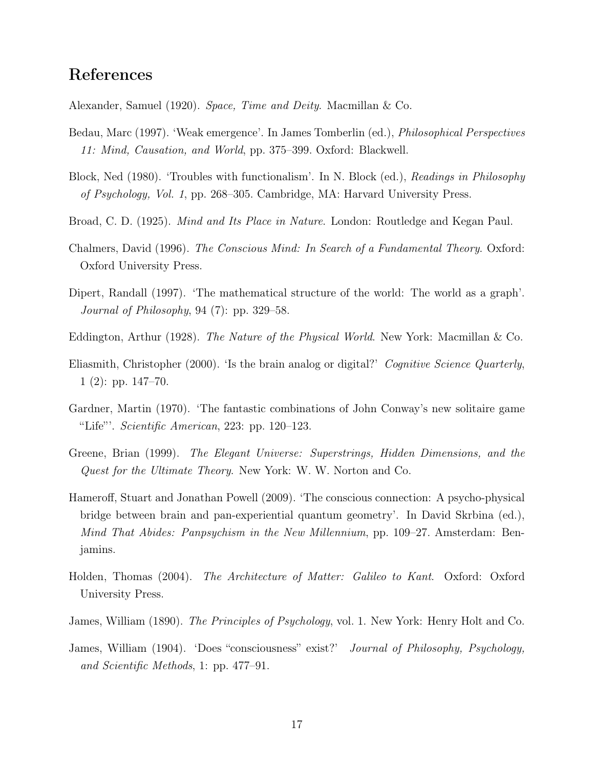## References

Alexander, Samuel (1920). *Space, Time and Deity*. Macmillan & Co.

Bedau, Marc (1997). 'Weak emergence'. In James Tomberlin (ed.), *Philosophical Perspectives 11: Mind, Causation, and World*, pp. 375–399. Oxford: Blackwell.

Block, Ned (1980). 'Troubles with functionalism'. In N. Block (ed.), *Readings in Philosophy of Psychology, Vol. 1*, pp. 268–305. Cambridge, MA: Harvard University Press.

Broad, C. D. (1925). *Mind and Its Place in Nature.* London: Routledge and Kegan Paul.

Chalmers, David (1996). *The Conscious Mind: In Search of a Fundamental Theory*. Oxford: Oxford University Press.

Dipert, Randall (1997). 'The mathematical structure of the world: The world as a graph'. *Journal of Philosophy*, 94 (7): pp. 329–58.

Eddington, Arthur (1928). *The Nature of the Physical World*. New York: Macmillan & Co.

Eliasmith, Christopher (2000). 'Is the brain analog or digital?' *Cognitive Science Quarterly*, 1 (2): pp. 147–70.

Gardner, Martin (1970). 'The fantastic combinations of John Conway's new solitaire game "Life"'. *Scientific American*, 223: pp. 120–123.

Greene, Brian (1999). *The Elegant Universe: Superstrings, Hidden Dimensions, and the Quest for the Ultimate Theory*. New York: W. W. Norton and Co.

Hameroff, Stuart and Jonathan Powell (2009). 'The conscious connection: A psycho-physical bridge between brain and pan-experiential quantum geometry'. In David Skrbina (ed.), *Mind That Abides: Panpsychism in the New Millennium*, pp. 109–27. Amsterdam: Benjamins.

Holden, Thomas (2004). *The Architecture of Matter: Galileo to Kant*. Oxford: Oxford University Press.

James, William (1890). *The Principles of Psychology*, vol. 1. New York: Henry Holt and Co.

James, William (1904). 'Does "consciousness" exist?' *Journal of Philosophy, Psychology, and Scientific Methods*, 1: pp. 477–91.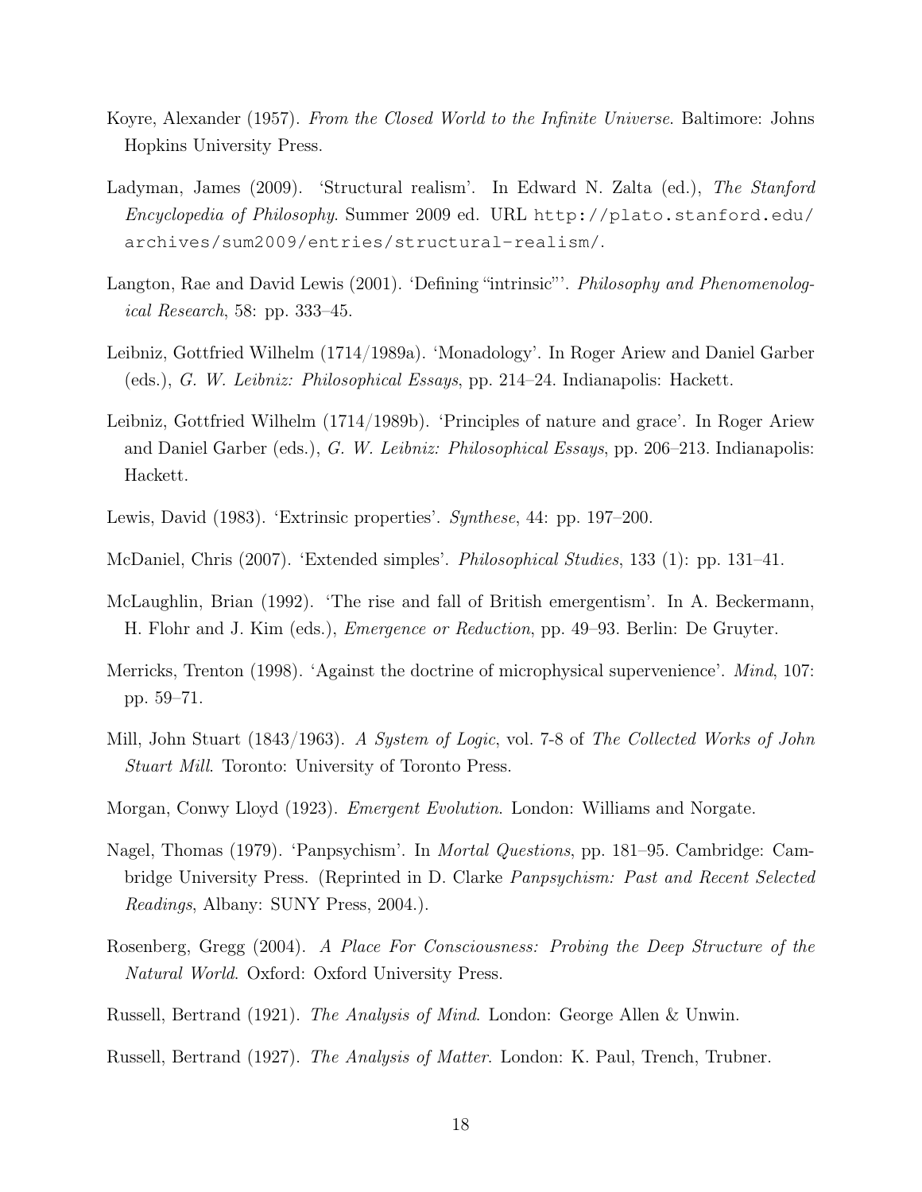Koyre, Alexander (1957). *From the Closed World to the Infinite Universe*. Baltimore: Johns Hopkins University Press.

Ladyman, James (2009). 'Structural realism'. In Edward N. Zalta (ed.), *The Stanford Encyclopedia of Philosophy*. Summer 2009 ed. URL `http://plato.stanford.edu/archives/sum2009/entries/structural-realism/`.

Langton, Rae and David Lewis (2001). 'Defining "intrinsic"'. *Philosophy and Phenomenological Research*, 58: pp. 333–45.

Leibniz, Gottfried Wilhelm (1714/1989a). 'Monadology'. In Roger Ariew and Daniel Garber (eds.), *G. W. Leibniz: Philosophical Essays*, pp. 214–24. Indianapolis: Hackett.

Leibniz, Gottfried Wilhelm (1714/1989b). 'Principles of nature and grace'. In Roger Ariew and Daniel Garber (eds.), *G. W. Leibniz: Philosophical Essays*, pp. 206–213. Indianapolis: Hackett.

Lewis, David (1983). 'Extrinsic properties'. *Synthese*, 44: pp. 197–200.

McDaniel, Chris (2007). 'Extended simples'. *Philosophical Studies*, 133 (1): pp. 131–41.

McLaughlin, Brian (1992). 'The rise and fall of British emergentism'. In A. Beckermann, H. Flohr and J. Kim (eds.), *Emergence or Reduction*, pp. 49–93. Berlin: De Gruyter.

Merricks, Trenton (1998). 'Against the doctrine of microphysical supervenience'. *Mind*, 107: pp. 59–71.

Mill, John Stuart (1843/1963). *A System of Logic*, vol. 7-8 of *The Collected Works of John Stuart Mill*. Toronto: University of Toronto Press.

Morgan, Conwy Lloyd (1923). *Emergent Evolution*. London: Williams and Norgate.

Nagel, Thomas (1979). 'Panpsychism'. In *Mortal Questions*, pp. 181–95. Cambridge: Cambridge University Press. (Reprinted in D. Clarke *Panpsychism: Past and Recent Selected Readings*, Albany: SUNY Press, 2004.).

Rosenberg, Gregg (2004). *A Place For Consciousness: Probing the Deep Structure of the Natural World*. Oxford: Oxford University Press.

Russell, Bertrand (1921). *The Analysis of Mind*. London: George Allen & Unwin.

Russell, Bertrand (1927). *The Analysis of Matter*. London: K. Paul, Trench, Trubner.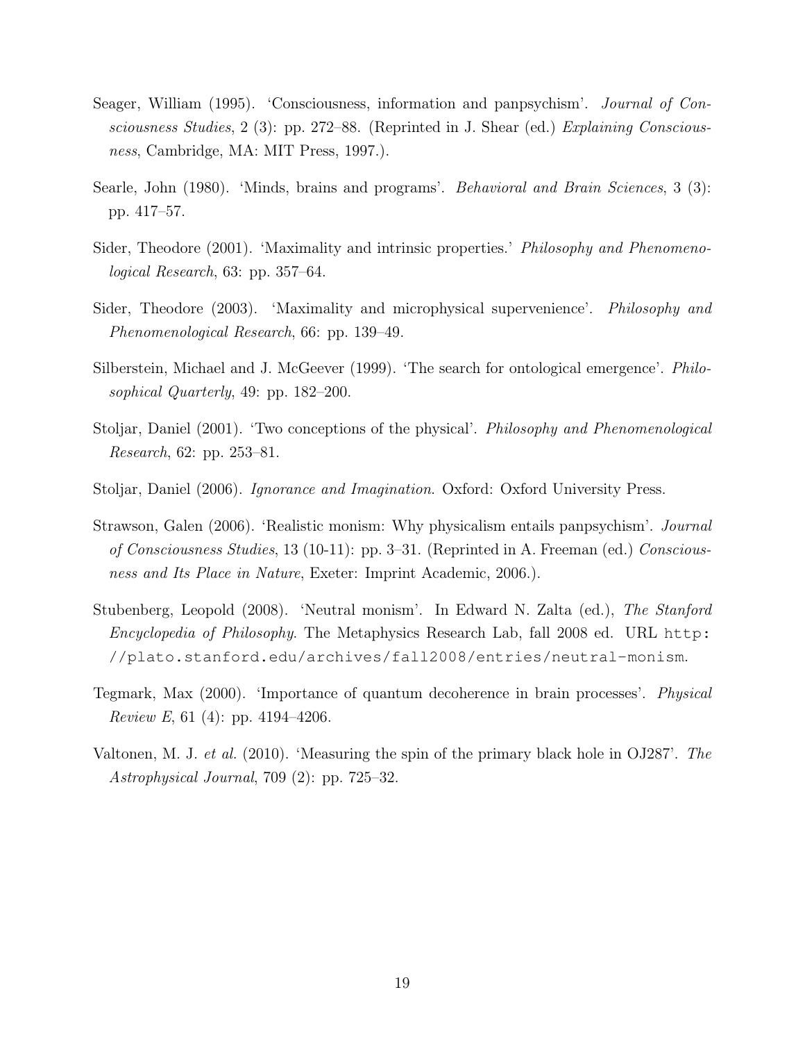Seager, William (1995). 'Consciousness, information and panpsychism'. *Journal of Consciousness Studies*, 2 (3): pp. 272–88. (Reprinted in J. Shear (ed.) *Explaining Consciousness*, Cambridge, MA: MIT Press, 1997.).

Searle, John (1980). 'Minds, brains and programs'. *Behavioral and Brain Sciences*, 3 (3): pp. 417–57.

Sider, Theodore (2001). 'Maximality and intrinsic properties.' *Philosophy and Phenomenological Research*, 63: pp. 357–64.

Sider, Theodore (2003). 'Maximality and microphysical supervenience'. *Philosophy and Phenomenological Research*, 66: pp. 139–49.

Silberstein, Michael and J. McGeever (1999). 'The search for ontological emergence'. *Philosophical Quarterly*, 49: pp. 182–200.

Stoljar, Daniel (2001). 'Two conceptions of the physical'. *Philosophy and Phenomenological Research*, 62: pp. 253–81.

Stoljar, Daniel (2006). *Ignorance and Imagination*. Oxford: Oxford University Press.

Strawson, Galen (2006). 'Realistic monism: Why physicalism entails panpsychism'. *Journal of Consciousness Studies*, 13 (10-11): pp. 3–31. (Reprinted in A. Freeman (ed.) *Consciousness and Its Place in Nature*, Exeter: Imprint Academic, 2006.).

Stubenberg, Leopold (2008). 'Neutral monism'. In Edward N. Zalta (ed.), *The Stanford Encyclopedia of Philosophy*. The Metaphysics Research Lab, fall 2008 ed. URL `http://plato.stanford.edu/archives/fall2008/entries/neutral-monism`.

Tegmark, Max (2000). 'Importance of quantum decoherence in brain processes'. *Physical Review E*, 61 (4): pp. 4194–4206.

Valtonen, M. J. *et al.* (2010). 'Measuring the spin of the primary black hole in OJ287'. *The Astrophysical Journal*, 709 (2): pp. 725–32.